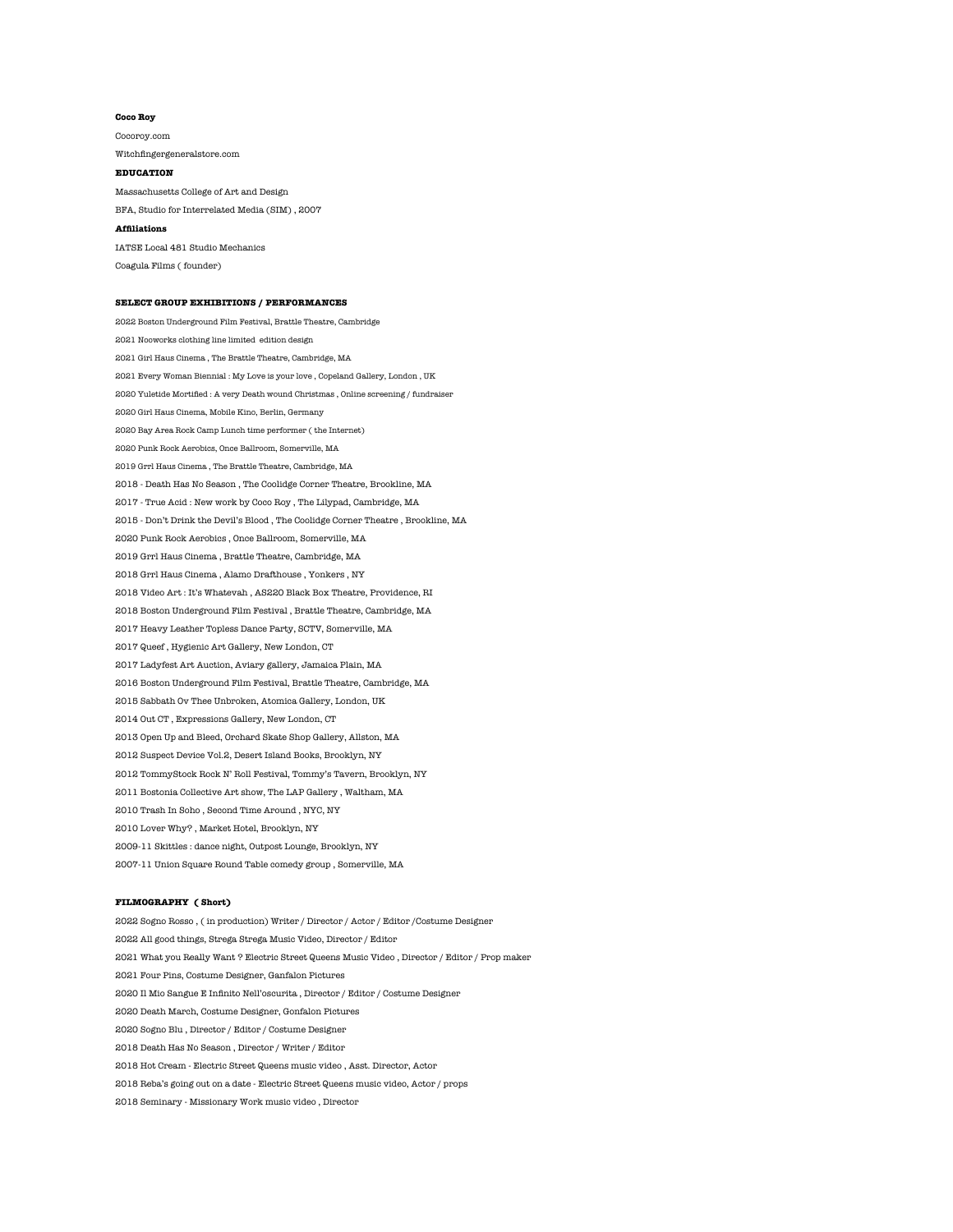**Coco Roy**

Cocoroy.com

Witchfingergeneralstore.com

**EDUCATION**

Massachusetts College of Art and Design

BFA, Studio for Interrelated Media (SIM) , 2007

**Affiliations**

IATSE Local 481 Studio Mechanics

Coagula Films ( founder)

**SELECT GROUP EXHIBITIONS / PERFORMANCES**

2022 Boston Underground Film Festival, Brattle Theatre, Cambridge

2021 Nooworks clothing line limited edition design

2021 Girl Haus Cinema , The Brattle Theatre, Cambridge, MA

2021 Every Woman Biennial : My Love is your love , Copeland Gallery, London , UK

2020 Yuletide Mortified : A very Death wound Christmas , Online screening / fundraiser

2020 Girl Haus Cinema, Mobile Kino, Berlin, Germany

2020 Bay Area Rock Camp Lunch time performer ( the Internet)

2020 Punk Rock Aerobics, Once Ballroom, Somerville, MA

2019 Grrl Haus Cinema , The Brattle Theatre, Cambridge, MA

2018 - Death Has No Season , The Coolidge Corner Theatre, Brookline, MA

2017 - True Acid : New work by Coco Roy , The Lilypad, Cambridge, MA

2015 - Don't Drink the Devil's Blood , The Coolidge Corner Theatre , Brookline, MA

2020 Punk Rock Aerobics , Once Ballroom, Somerville, MA

2019 Grrl Haus Cinema , Brattle Theatre, Cambridge, MA

2018 Grrl Haus Cinema , Alamo Drafthouse , Yonkers , NY

2018 Video Art : It's Whatevah , AS220 Black Box Theatre, Providence, RI

2018 Boston Underground Film Festival , Brattle Theatre, Cambridge, MA

2017 Heavy Leather Topless Dance Party, SCTV, Somerville, MA

2017 Queef , Hygienic Art Gallery, New London, CT

2017 Ladyfest Art Auction, Aviary gallery, Jamaica Plain, MA

2016 Boston Underground Film Festival, Brattle Theatre, Cambridge, MA

2015 Sabbath Ov Thee Unbroken, Atomica Gallery, London, UK

2014 Out CT , Expressions Gallery, New London, CT

2013 Open Up and Bleed, Orchard Skate Shop Gallery, Allston, MA

2012 Suspect Device Vol.2, Desert Island Books, Brooklyn, NY

2012 TommyStock Rock N' Roll Festival, Tommy's Tavern, Brooklyn, NY

2011 Bostonia Collective Art show, The LAP Gallery , Waltham, MA

2010 Trash In Soho , Second Time Around , NYC, NY

2010 Lover Why? , Market Hotel, Brooklyn, NY

2009-11 Skittles : dance night, Outpost Lounge, Brooklyn, NY

2007-11 Union Square Round Table comedy group , Somerville, MA

**FILMOGRAPHY ( Short)**

2022 Sogno Rosso , ( in production) Writer / Director / Actor / Editor /Costume Designer

2022 All good things, Strega Strega Music Video, Director / Editor

2021 What you Really Want ? Electric Street Queens Music Video , Director / Editor / Prop maker

2021 Four Pins, Costume Designer, Ganfalon Pictures

2020 Il Mio Sangue E Infinito Nell'oscurita , Director / Editor / Costume Designer

2020 Death March, Costume Designer, Gonfalon Pictures

2020 Sogno Blu , Director / Editor / Costume Designer

2018 Death Has No Season , Director / Writer / Editor

2018 Hot Cream - Electric Street Queens music video , Asst. Director, Actor

2018 Reba's going out on a date - Electric Street Queens music video, Actor / props

2018 Seminary - Missionary Work music video , Director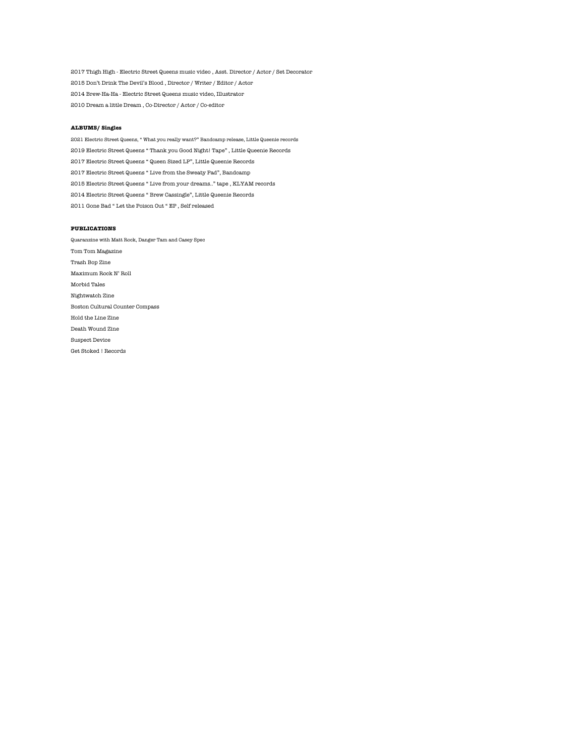2017 Thigh High - Electric Street Queens music video , Asst. Director / Actor / Set Decorator

2015 Don't Drink The Devil's Blood , Director / Writer / Editor / Actor

2014 Brew-Ha-Ha - Electric Street Queens music video, Illustrator

2010 Dream a little Dream , Co-Director / Actor / Co-editor

**ALBUMS/ Singles**

2021 Electric Street Queens, " What you really want?" Bandcamp release, Little Queenie records

2019 Electric Street Queens " Thank you Good Night! Tape" , Little Queenie Records

2017 Electric Street Queens " Queen Sized LP", Little Queenie Records

2017 Electric Street Queens " Live from the Sweaty Pad", Bandcamp

2015 Electric Street Queens " Live from your dreams.." tape , KLYAM records

2014 Electric Street Queens " Brew Cassingle", Little Queenie Records

2011 Gone Bad " Let the Poison Out " EP , Self released

**PUBLICATIONS**

Quaranzine with Matt Rock, Danger Tam and Casey Spec

Tom Tom Magazine

Trash Bop Zine

Maximum Rock N' Roll

Morbid Tales

Nightwatch Zine

Boston Cultural Counter Compass

Hold the Line Zine

Death Wound Zine

Suspect Device

Get Stoked ! Records